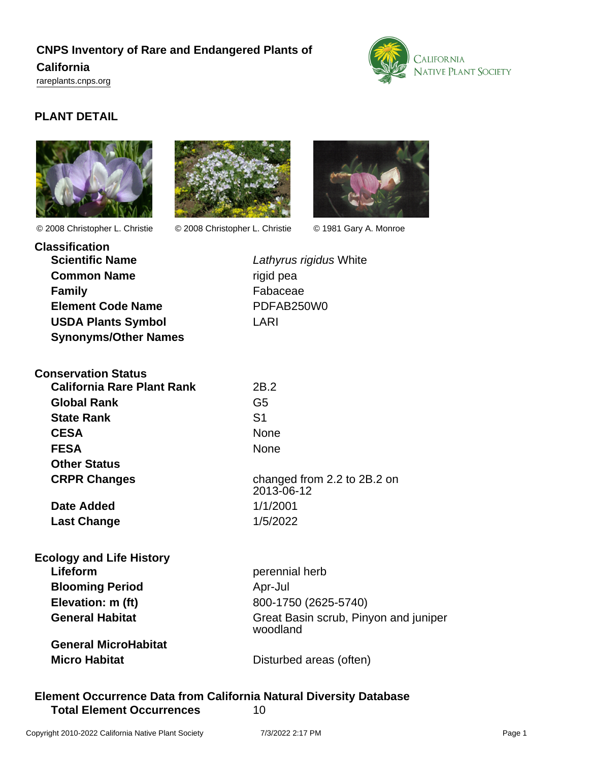# CNPS Inventory of Rare and Endangered Plants of California

rareplants.cnps.org

## PLANT DETAIL

© 2008 Christopher L. Christie    © 2008 Christopher L. Christie    © 1981 Gary A. Monroe

### Classification

| | |
|---|---|
| **Scientific Name** | *Lathyrus rigidus* White |
| **Common Name** | rigid pea |
| **Family** | Fabaceae |
| **Element Code Name** | PDFAB250W0 |
| **USDA Plants Symbol** | LARI |
| **Synonyms/Other Names** | |

### Conservation Status

| | |
|---|---|
| **California Rare Plant Rank** | 2B.2 |
| **Global Rank** | G5 |
| **State Rank** | S1 |
| **CESA** | None |
| **FESA** | None |
| **Other Status** | |
| **CRPR Changes** | changed from 2.2 to 2B.2 on 2013-06-12 |
| **Date Added** | 1/1/2001 |
| **Last Change** | 1/5/2022 |

### Ecology and Life History

| | |
|---|---|
| **Lifeform** | perennial herb |
| **Blooming Period** | Apr-Jul |
| **Elevation: m (ft)** | 800-1750 (2625-5740) |
| **General Habitat** | Great Basin scrub, Pinyon and juniper woodland |
| **General MicroHabitat** | |
| **Micro Habitat** | Disturbed areas (often) |

### Element Occurrence Data from California Natural Diversity Database

| | |
|---|---|
| **Total Element Occurrences** | 10 |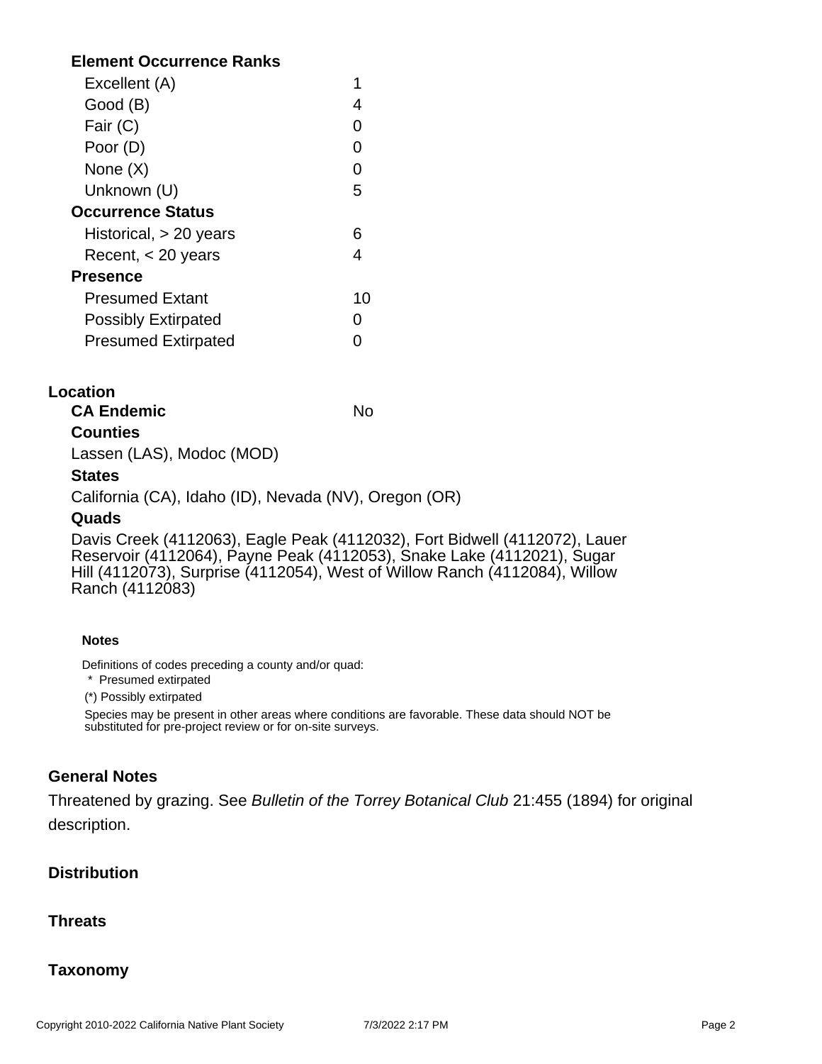**Element Occurrence Ranks**

| | |
|---|---|
| Excellent (A) | 1 |
| Good (B) | 4 |
| Fair (C) | 0 |
| Poor (D) | 0 |
| None (X) | 0 |
| Unknown (U) | 5 |

**Occurrence Status**

| | |
|---|---|
| Historical, > 20 years | 6 |
| Recent, < 20 years | 4 |

**Presence**

| | |
|---|---|
| Presumed Extant | 10 |
| Possibly Extirpated | 0 |
| Presumed Extirpated | 0 |

## Location

**CA Endemic** No

**Counties**

Lassen (LAS), Modoc (MOD)

**States**

California (CA), Idaho (ID), Nevada (NV), Oregon (OR)

**Quads**

Davis Creek (4112063), Eagle Peak (4112032), Fort Bidwell (4112072), Lauer Reservoir (4112064), Payne Peak (4112053), Snake Lake (4112021), Sugar Hill (4112073), Surprise (4112054), West of Willow Ranch (4112084), Willow Ranch (4112083)

**Notes**

Definitions of codes preceding a county and/or quad:

\* Presumed extirpated

(*) Possibly extirpated

Species may be present in other areas where conditions are favorable. These data should NOT be substituted for pre-project review or for on-site surveys.

## General Notes

Threatened by grazing. See *Bulletin of the Torrey Botanical Club* 21:455 (1894) for original description.

## Distribution

## Threats

## Taxonomy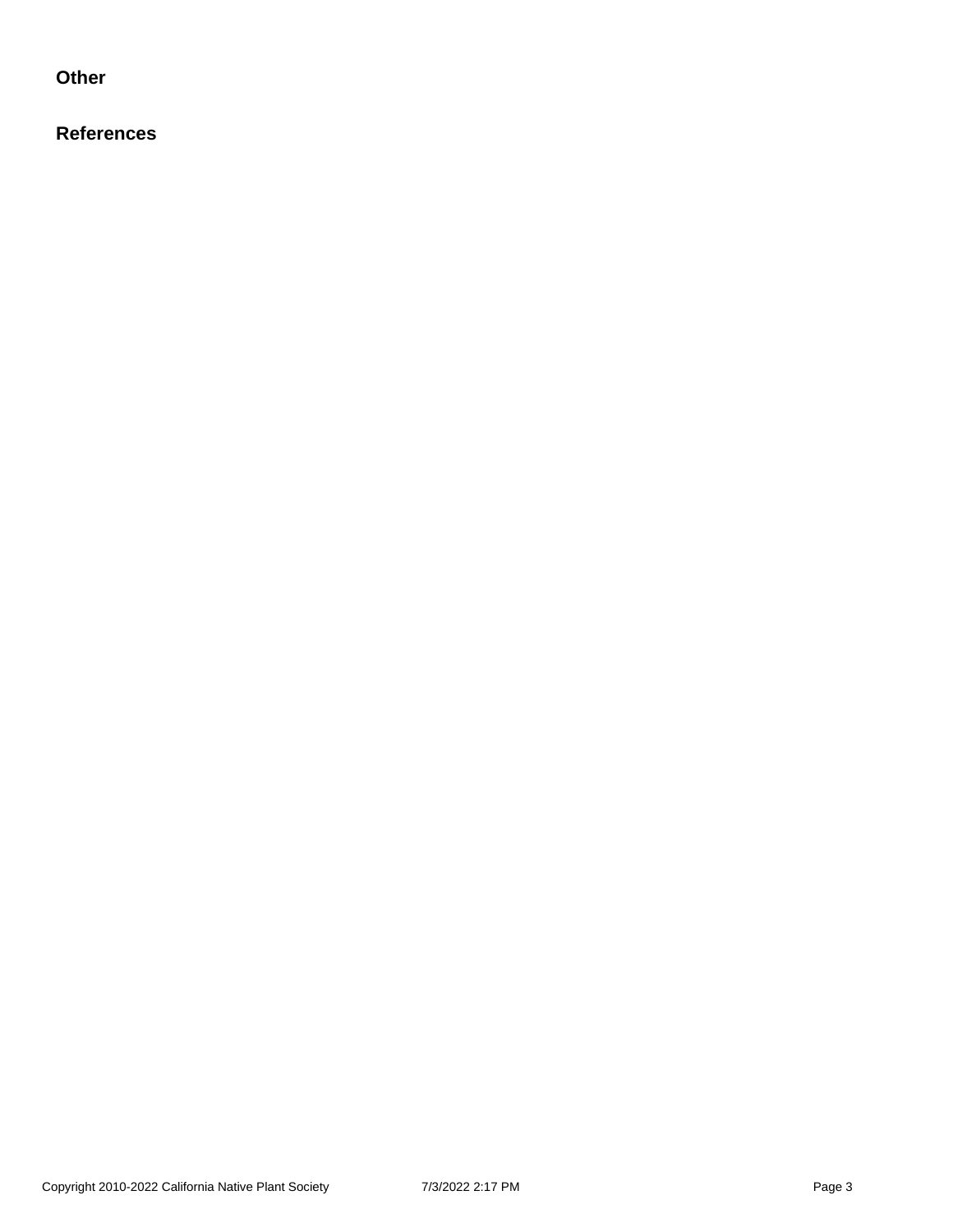## Other

## References